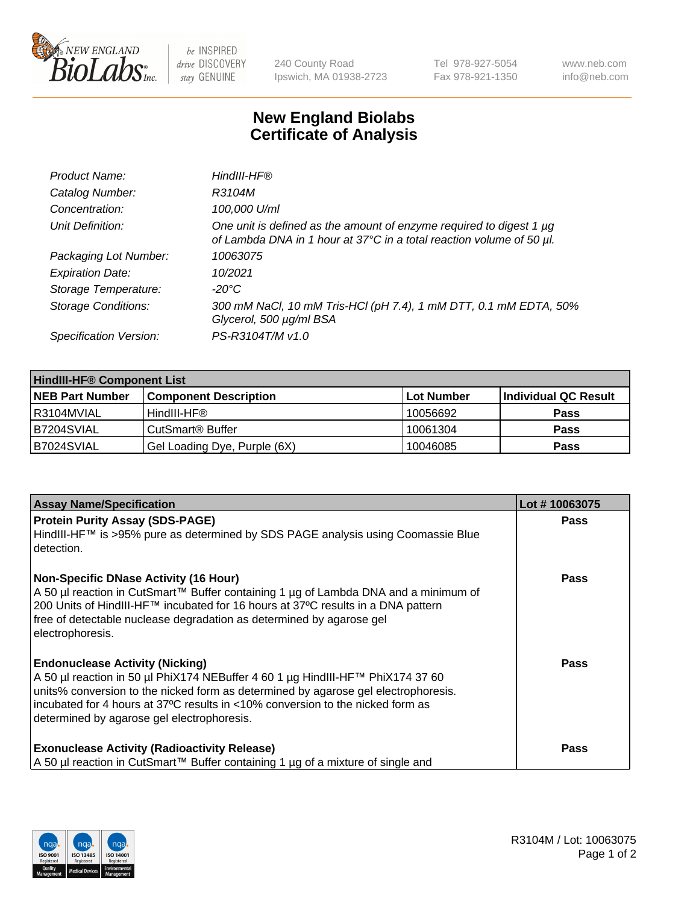# New England Biolabs Certificate of Analysis

| | |
|---|---|
| *Product Name:* | *HindIII-HF®* |
| *Catalog Number:* | *R3104M* |
| *Concentration:* | *100,000 U/ml* |
| *Unit Definition:* | *One unit is defined as the amount of enzyme required to digest 1 µg of Lambda DNA in 1 hour at 37°C in a total reaction volume of 50 µl.* |
| *Packaging Lot Number:* | *10063075* |
| *Expiration Date:* | *10/2021* |
| *Storage Temperature:* | *-20°C* |
| *Storage Conditions:* | *300 mM NaCl, 10 mM Tris-HCl (pH 7.4), 1 mM DTT, 0.1 mM EDTA, 50% Glycerol, 500 µg/ml BSA* |
| *Specification Version:* | *PS-R3104T/M v1.0* |

| **HindIII-HF® Component List** | | | |
|---|---|---|---|
| **NEB Part Number** | **Component Description** | **Lot Number** | **Individual QC Result** |
| R3104MVIAL | HindIII-HF® | 10056692 | **Pass** |
| B7204SVIAL | CutSmart® Buffer | 10061304 | **Pass** |
| B7024SVIAL | Gel Loading Dye, Purple (6X) | 10046085 | **Pass** |

| **Assay Name/Specification** | **Lot # 10063075** |
|---|---|
| **Protein Purity Assay (SDS-PAGE)**<br>HindIII-HF™ is >95% pure as determined by SDS PAGE analysis using Coomassie Blue detection. | **Pass** |
| **Non-Specific DNase Activity (16 Hour)**<br>A 50 µl reaction in CutSmart™ Buffer containing 1 µg of Lambda DNA and a minimum of 200 Units of HindIII-HF™ incubated for 16 hours at 37ºC results in a DNA pattern free of detectable nuclease degradation as determined by agarose gel electrophoresis. | **Pass** |
| **Endonuclease Activity (Nicking)**<br>A 50 µl reaction in 50 µl PhiX174 NEBuffer 4 60 1 µg HindIII-HF™ PhiX174 37 60 units% conversion to the nicked form as determined by agarose gel electrophoresis. incubated for 4 hours at 37ºC results in <10% conversion to the nicked form as determined by agarose gel electrophoresis. | **Pass** |
| **Exonuclease Activity (Radioactivity Release)**<br>A 50 µl reaction in CutSmart™ Buffer containing 1 µg of a mixture of single and | **Pass** |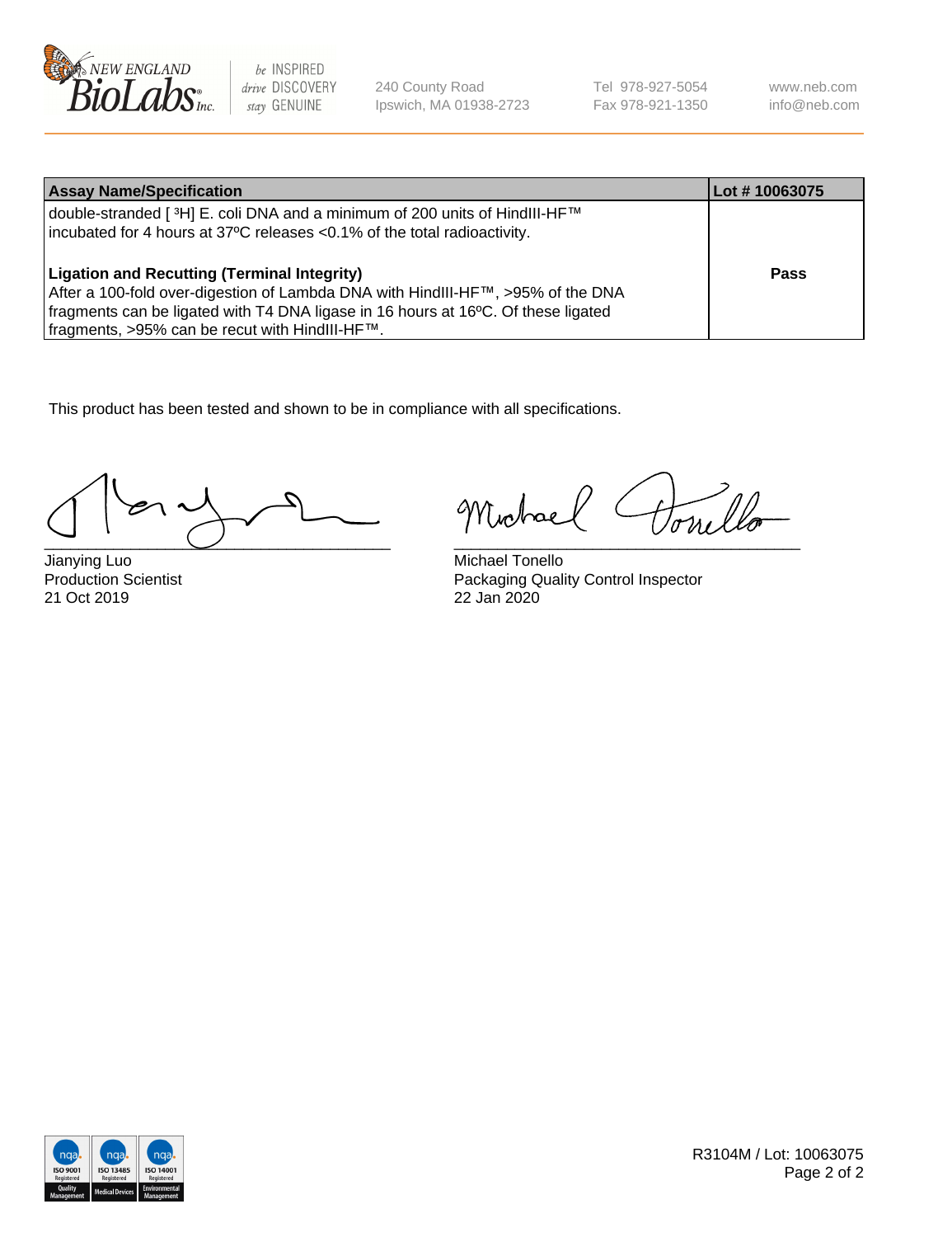| Assay Name/Specification | Lot # 10063075 |
| --- | --- |
| double-stranded [ $^3$H] E. coli DNA and a minimum of 200 units of HindIII-HF™ incubated for 4 hours at 37ºC releases <0.1% of the total radioactivity. | |
| **Ligation and Recutting (Terminal Integrity)** After a 100-fold over-digestion of Lambda DNA with HindIII-HF™, >95% of the DNA fragments can be ligated with T4 DNA ligase in 16 hours at 16ºC. Of these ligated fragments, >95% can be recut with HindIII-HF™. | **Pass** |

This product has been tested and shown to be in compliance with all specifications.

Jianying Luo
Production Scientist
21 Oct 2019

Michael Tonello
Packaging Quality Control Inspector
22 Jan 2020

R3104M / Lot: 10063075